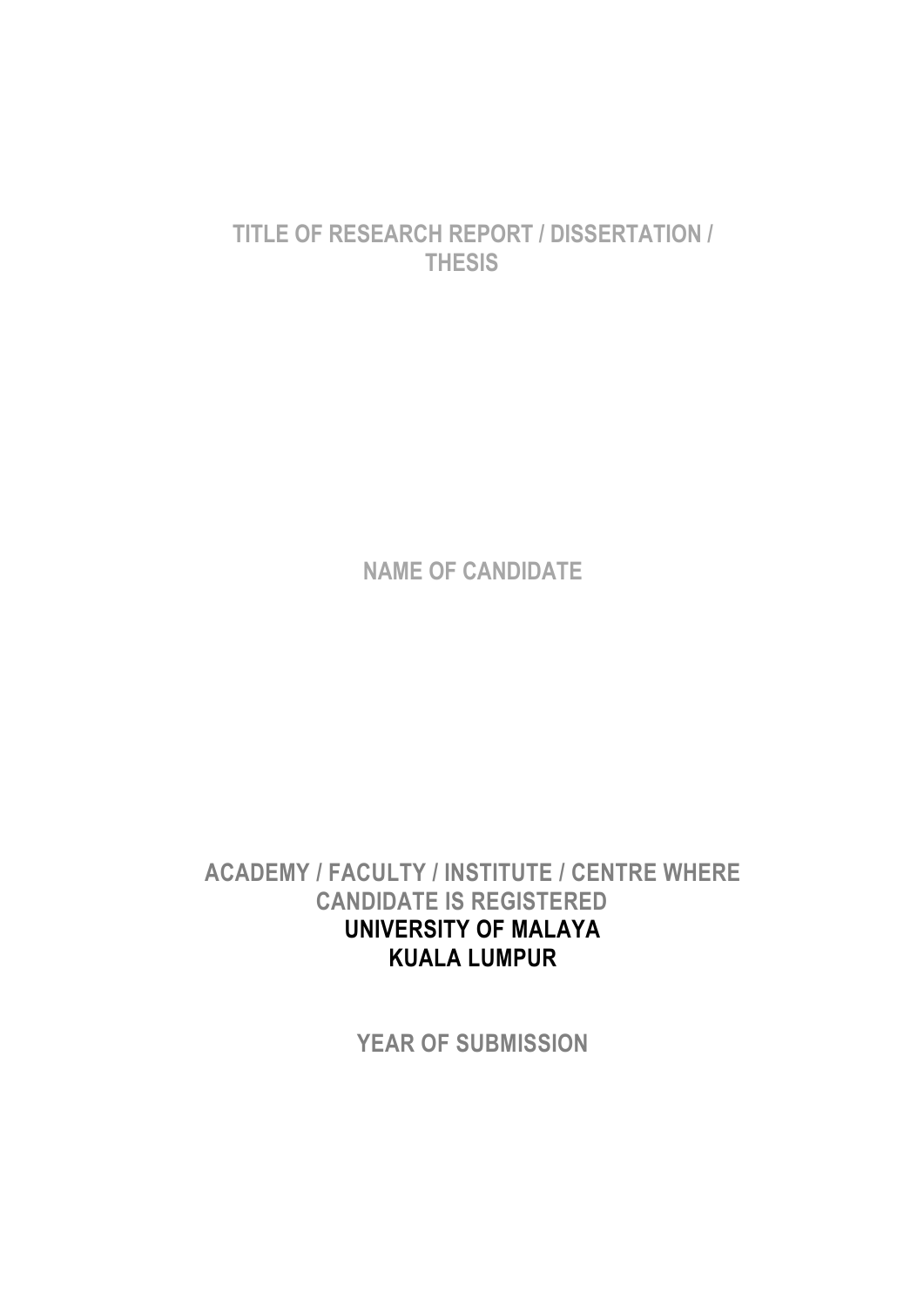# TITLE OF RESEARCH REPORT / DISSERTATION / THESIS

**NAME OF CANDIDATE**

**ACADEMY / FACULTY / INSTITUTE / CENTRE WHERE CANDIDATE IS REGISTERED**
**UNIVERSITY OF MALAYA**
**KUALA LUMPUR**

**YEAR OF SUBMISSION**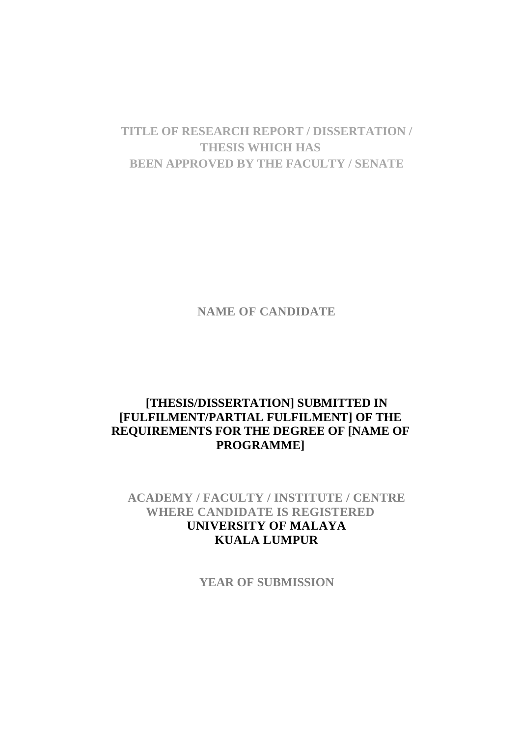**TITLE OF RESEARCH REPORT / DISSERTATION / THESIS WHICH HAS BEEN APPROVED BY THE FACULTY / SENATE**

**NAME OF CANDIDATE**

**[THESIS/DISSERTATION] SUBMITTED IN [FULFILMENT/PARTIAL FULFILMENT] OF THE REQUIREMENTS FOR THE DEGREE OF [NAME OF PROGRAMME]**

**ACADEMY / FACULTY / INSTITUTE / CENTRE WHERE CANDIDATE IS REGISTERED**
**UNIVERSITY OF MALAYA**
**KUALA LUMPUR**

**YEAR OF SUBMISSION**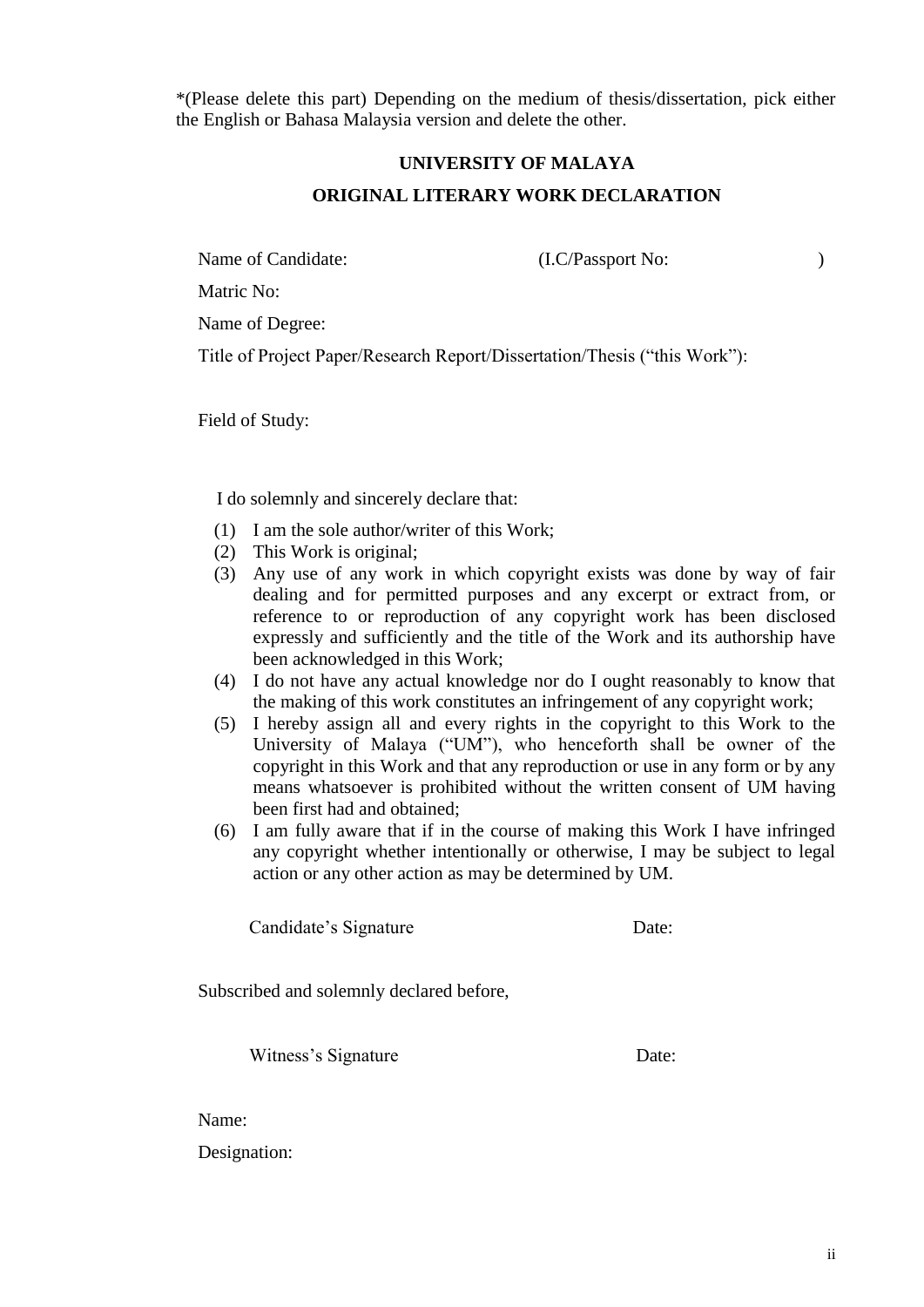*(Please delete this part) Depending on the medium of thesis/dissertation, pick either the English or Bahasa Malaysia version and delete the other.

## UNIVERSITY OF MALAYA

## ORIGINAL LITERARY WORK DECLARATION

Name of Candidate: (I.C/Passport No: )

Matric No:

Name of Degree:

Title of Project Paper/Research Report/Dissertation/Thesis ("this Work"):

Field of Study:

I do solemnly and sincerely declare that:

(1) I am the sole author/writer of this Work;
(2) This Work is original;
(3) Any use of any work in which copyright exists was done by way of fair dealing and for permitted purposes and any excerpt or extract from, or reference to or reproduction of any copyright work has been disclosed expressly and sufficiently and the title of the Work and its authorship have been acknowledged in this Work;
(4) I do not have any actual knowledge nor do I ought reasonably to know that the making of this work constitutes an infringement of any copyright work;
(5) I hereby assign all and every rights in the copyright to this Work to the University of Malaya ("UM"), who henceforth shall be owner of the copyright in this Work and that any reproduction or use in any form or by any means whatsoever is prohibited without the written consent of UM having been first had and obtained;
(6) I am fully aware that if in the course of making this Work I have infringed any copyright whether intentionally or otherwise, I may be subject to legal action or any other action as may be determined by UM.

Candidate's Signature Date:

Subscribed and solemnly declared before,

Witness's Signature Date:

Name:

Designation: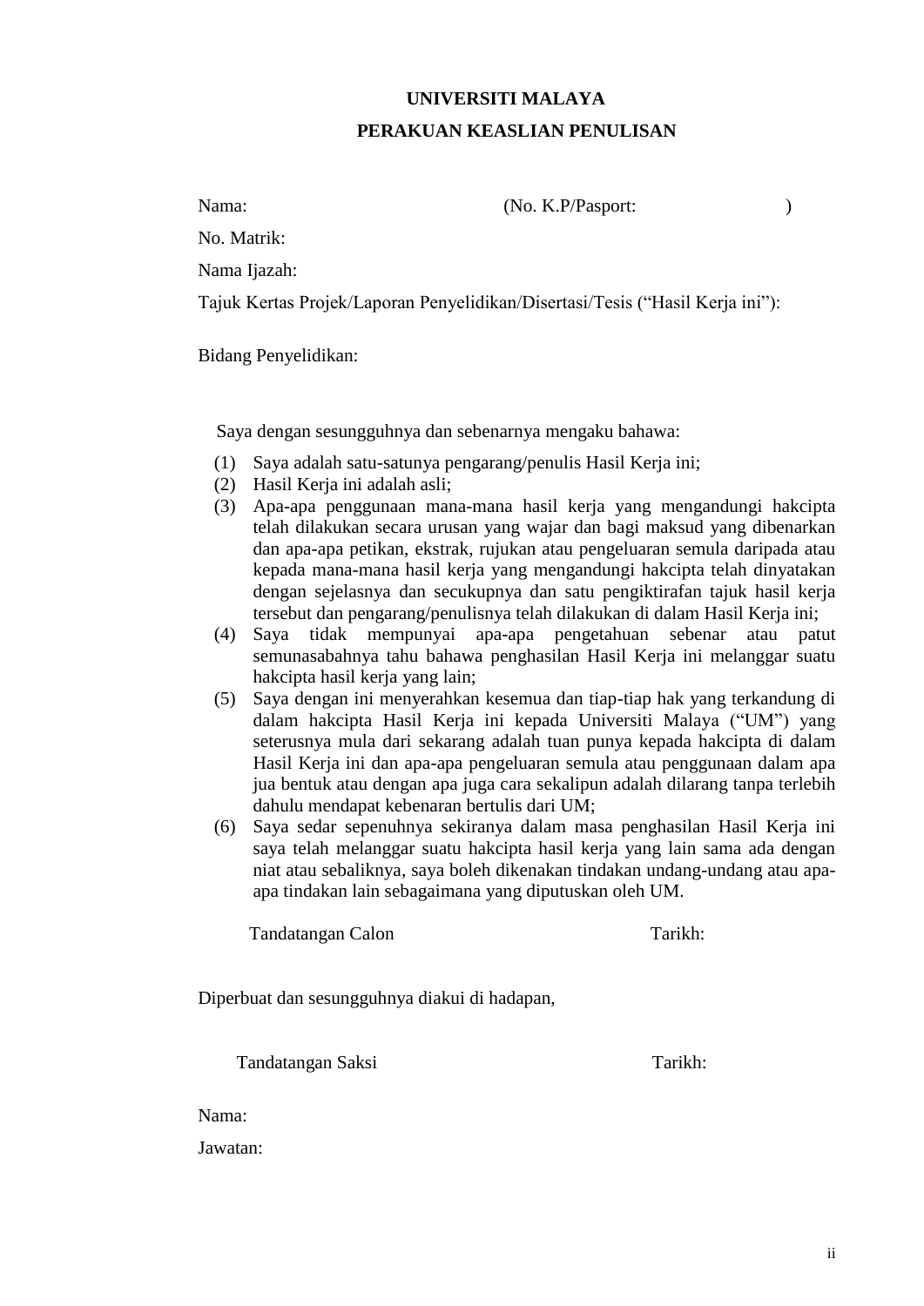# UNIVERSITI MALAYA

## PERAKUAN KEASLIAN PENULISAN

Nama: (No. K.P/Pasport: )

No. Matrik:

Nama Ijazah:

Tajuk Kertas Projek/Laporan Penyelidikan/Disertasi/Tesis ("Hasil Kerja ini"):

Bidang Penyelidikan:

Saya dengan sesungguhnya dan sebenarnya mengaku bahawa:

(1) Saya adalah satu-satunya pengarang/penulis Hasil Kerja ini;
(2) Hasil Kerja ini adalah asli;
(3) Apa-apa penggunaan mana-mana hasil kerja yang mengandungi hakcipta telah dilakukan secara urusan yang wajar dan bagi maksud yang dibenarkan dan apa-apa petikan, ekstrak, rujukan atau pengeluaran semula daripada atau kepada mana-mana hasil kerja yang mengandungi hakcipta telah dinyatakan dengan sejelasnya dan secukupnya dan satu pengiktirafan tajuk hasil kerja tersebut dan pengarang/penulisnya telah dilakukan di dalam Hasil Kerja ini;
(4) Saya tidak mempunyai apa-apa pengetahuan sebenar atau patut semunasabahnya tahu bahawa penghasilan Hasil Kerja ini melanggar suatu hakcipta hasil kerja yang lain;
(5) Saya dengan ini menyerahkan kesemua dan tiap-tiap hak yang terkandung di dalam hakcipta Hasil Kerja ini kepada Universiti Malaya ("UM") yang seterusnya mula dari sekarang adalah tuan punya kepada hakcipta di dalam Hasil Kerja ini dan apa-apa pengeluaran semula atau penggunaan dalam apa jua bentuk atau dengan apa juga cara sekalipun adalah dilarang tanpa terlebih dahulu mendapat kebenaran bertulis dari UM;
(6) Saya sedar sepenuhnya sekiranya dalam masa penghasilan Hasil Kerja ini saya telah melanggar suatu hakcipta hasil kerja yang lain sama ada dengan niat atau sebaliknya, saya boleh dikenakan tindakan undang-undang atau apa-apa tindakan lain sebagaimana yang diputuskan oleh UM.

Tandatangan Calon Tarikh:

Diperbuat dan sesungguhnya diakui di hadapan,

Tandatangan Saksi Tarikh:

Nama:

Jawatan: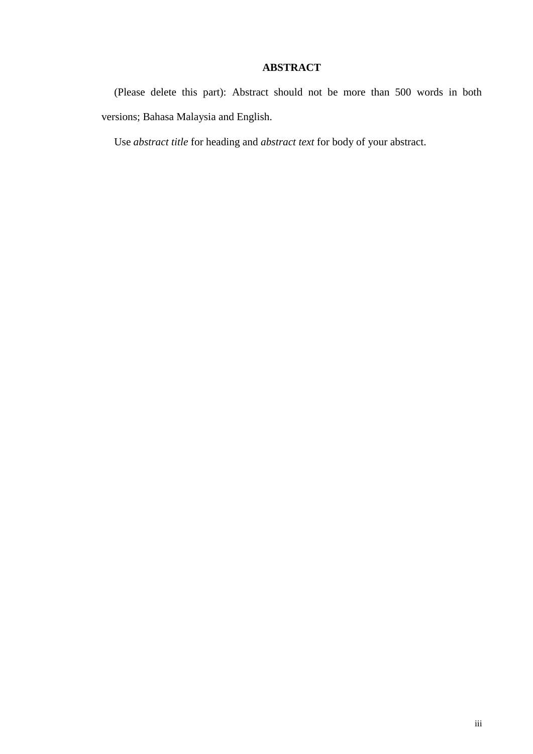# ABSTRACT

(Please delete this part): Abstract should not be more than 500 words in both versions; Bahasa Malaysia and English.

Use *abstract title* for heading and *abstract text* for body of your abstract.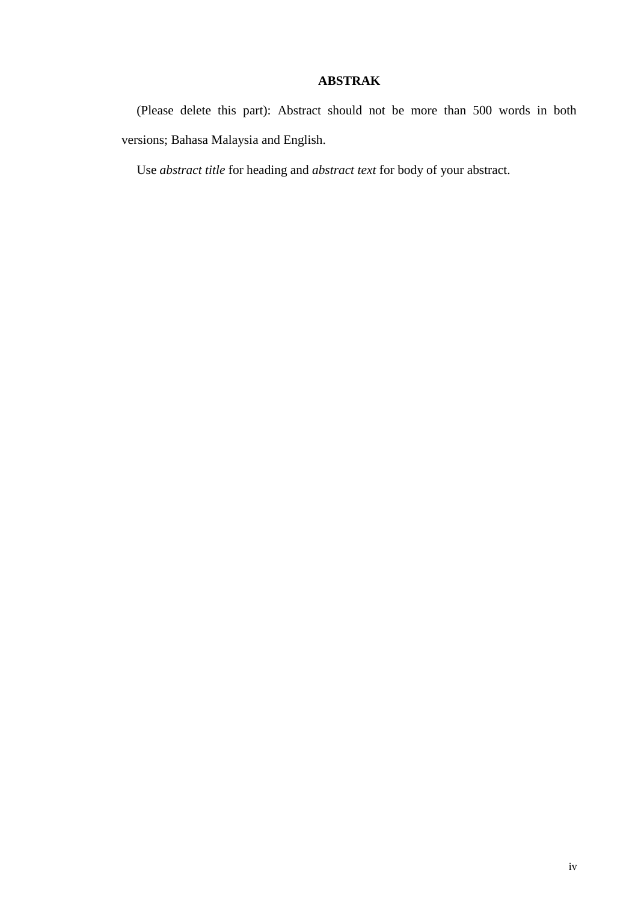# ABSTRAK

(Please delete this part): Abstract should not be more than 500 words in both versions; Bahasa Malaysia and English.

Use *abstract title* for heading and *abstract text* for body of your abstract.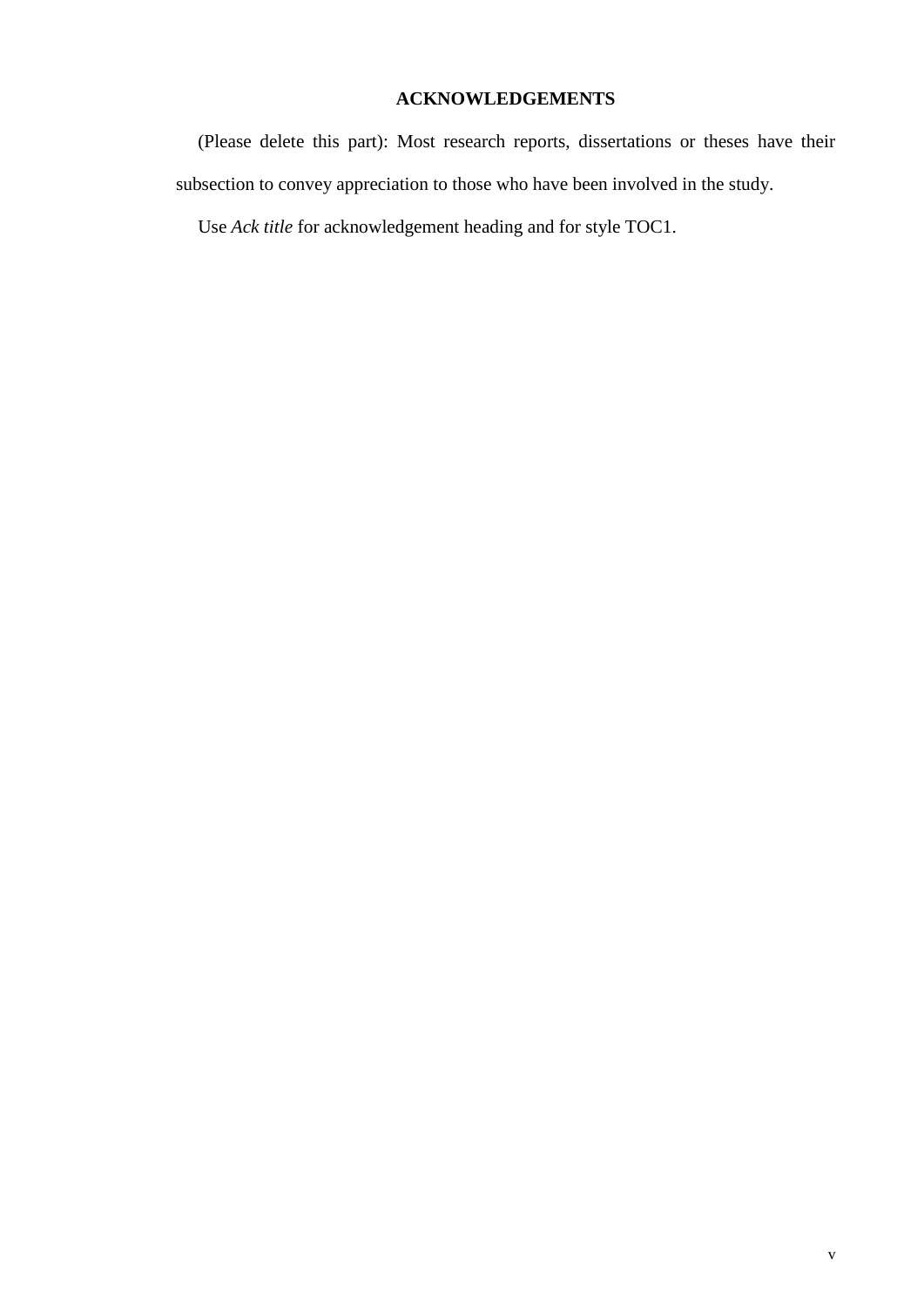# ACKNOWLEDGEMENTS

(Please delete this part): Most research reports, dissertations or theses have their subsection to convey appreciation to those who have been involved in the study.

Use *Ack title* for acknowledgement heading and for style TOC1.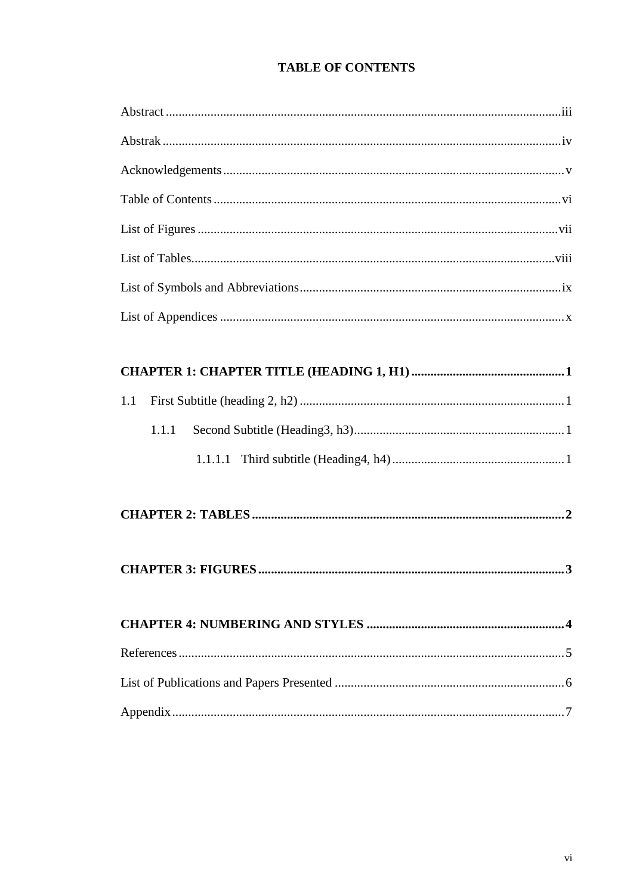# TABLE OF CONTENTS

Abstract ........................................................................................................................iii

Abstrak ..........................................................................................................................iv

Acknowledgements ........................................................................................................v

Table of Contents ..........................................................................................................vi

List of Figures ..............................................................................................................vii

List of Tables...............................................................................................................viii

List of Symbols and Abbreviations ...............................................................................ix

List of Appendices ..........................................................................................................x

**CHAPTER 1: CHAPTER TITLE (HEADING 1, H1) ................................................1**

1.1 First Subtitle (heading 2, h2) ...................................................................................1

  1.1.1 Second Subtitle (Heading3, h3)...........................................................................1

    1.1.1.1 Third subtitle (Heading4, h4) ........................................................................1

**CHAPTER 2: TABLES ................................................................................................2**

**CHAPTER 3: FIGURES ..............................................................................................3**

**CHAPTER 4: NUMBERING AND STYLES .............................................................4**

References ......................................................................................................................5

List of Publications and Papers Presented .....................................................................6

Appendix .........................................................................................................................7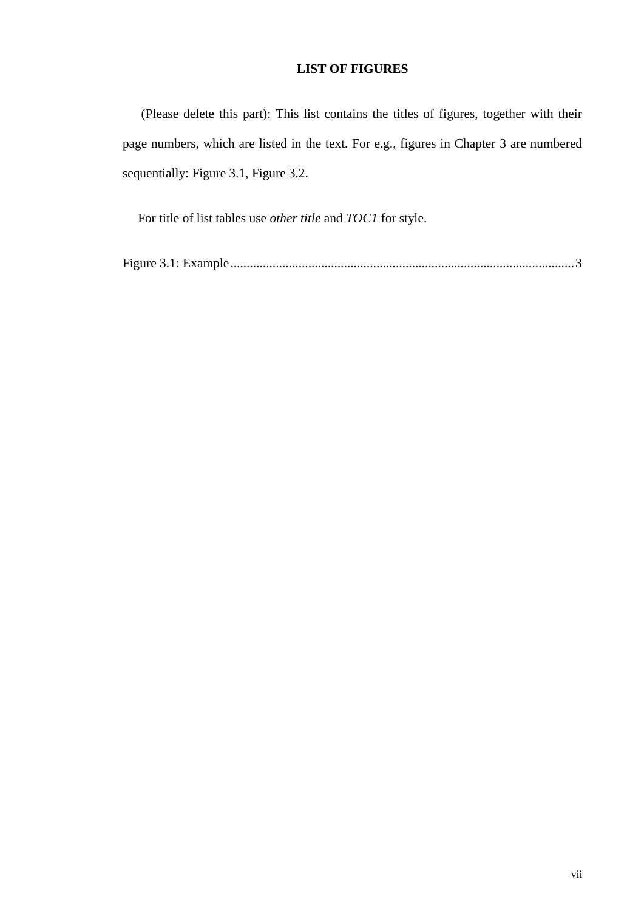# LIST OF FIGURES

(Please delete this part): This list contains the titles of figures, together with their page numbers, which are listed in the text. For e.g., figures in Chapter 3 are numbered sequentially: Figure 3.1, Figure 3.2.

For title of list tables use *other title* and *TOC1* for style.

Figure 3.1: Example........................................................................................................3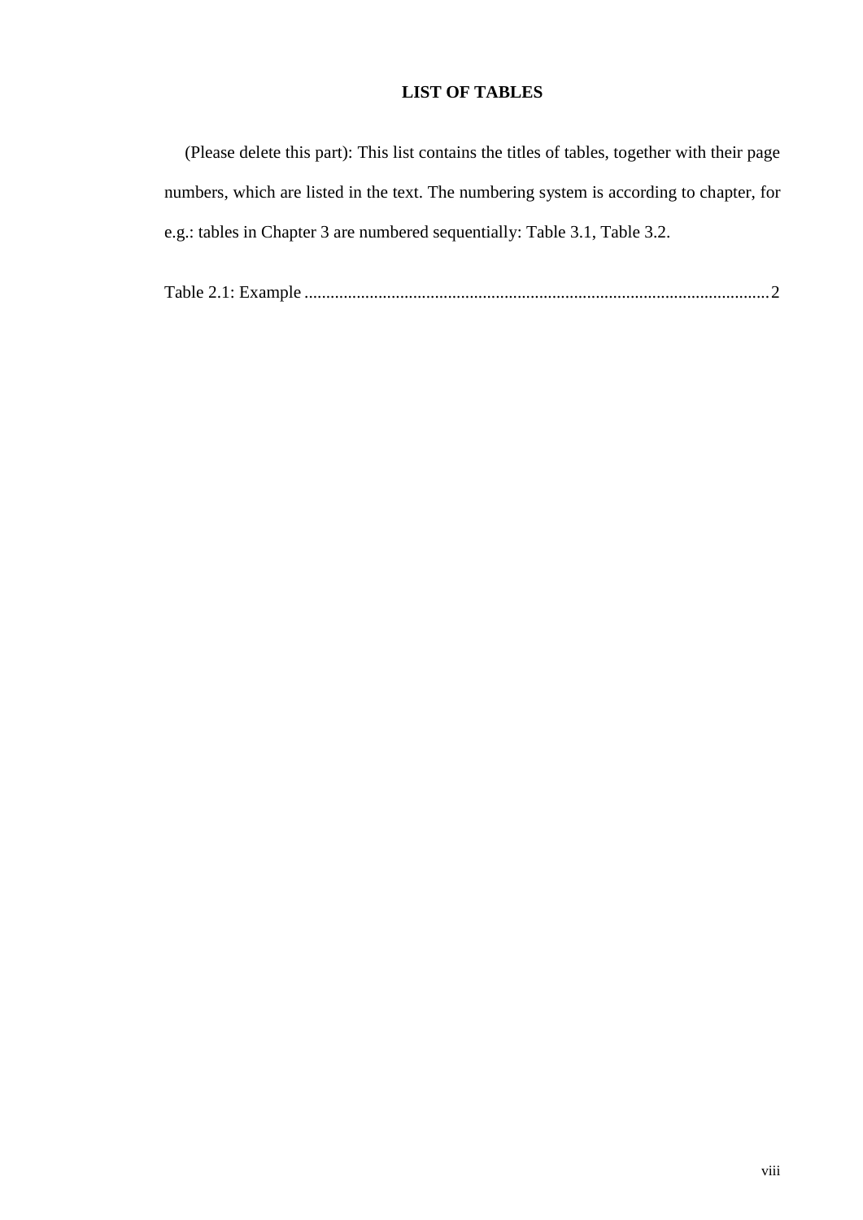# LIST OF TABLES

(Please delete this part): This list contains the titles of tables, together with their page numbers, which are listed in the text. The numbering system is according to chapter, for e.g.: tables in Chapter 3 are numbered sequentially: Table 3.1, Table 3.2.

Table 2.1: Example .......................................................................................................... 2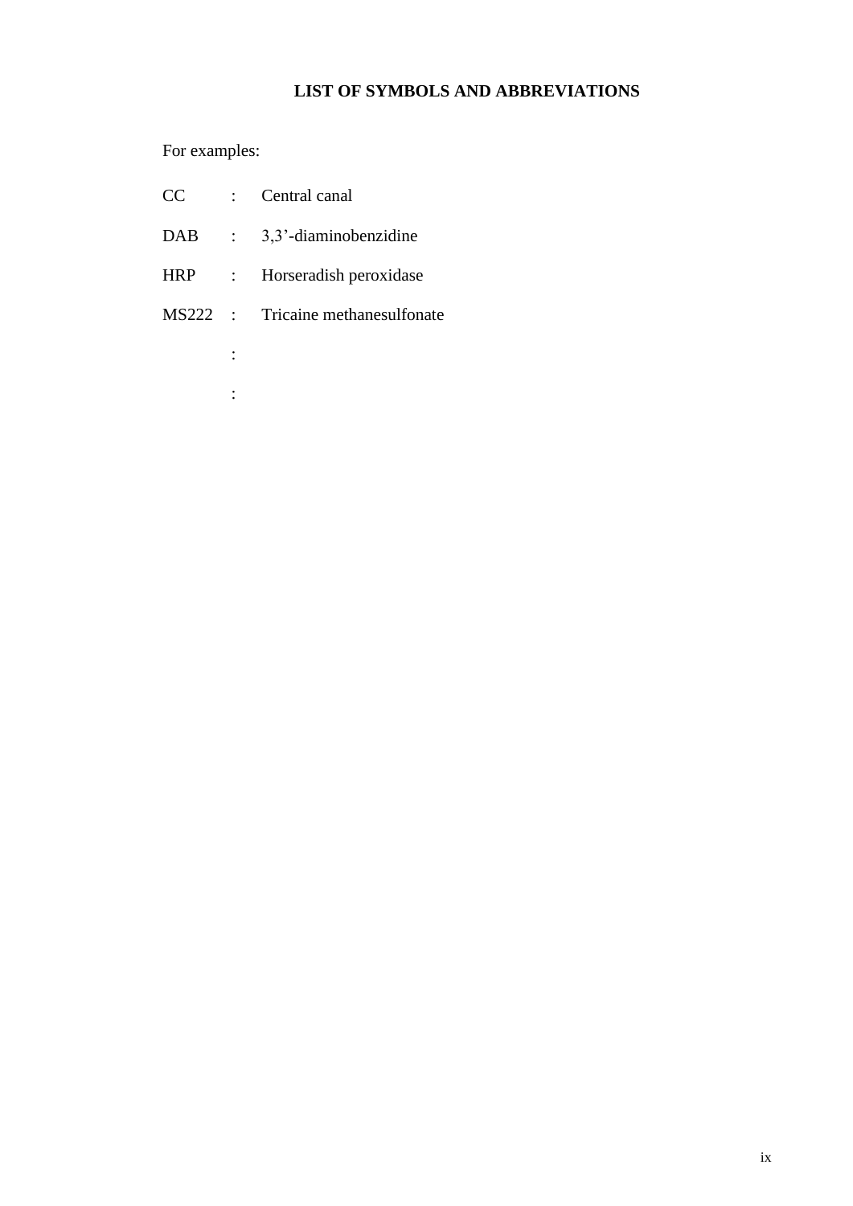# LIST OF SYMBOLS AND ABBREVIATIONS

For examples:

| | | |
|---|---|---|
| CC | : | Central canal |
| DAB | : | 3,3'-diaminobenzidine |
| HRP | : | Horseradish peroxidase |
| MS222 | : | Tricaine methanesulfonate |
| | : | |
| | : | |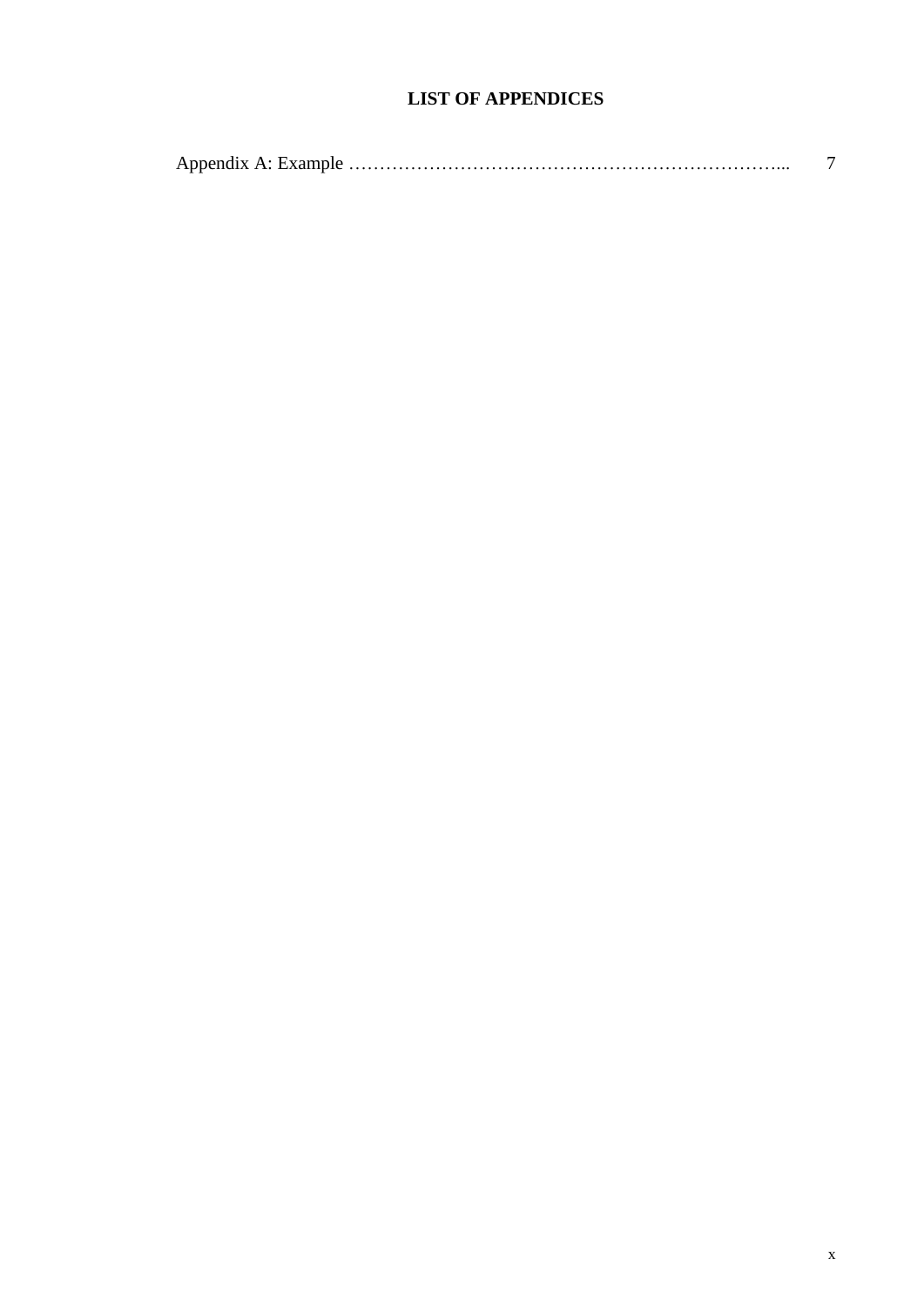# LIST OF APPENDICES

Appendix A: Example ………………………………………………………………... 7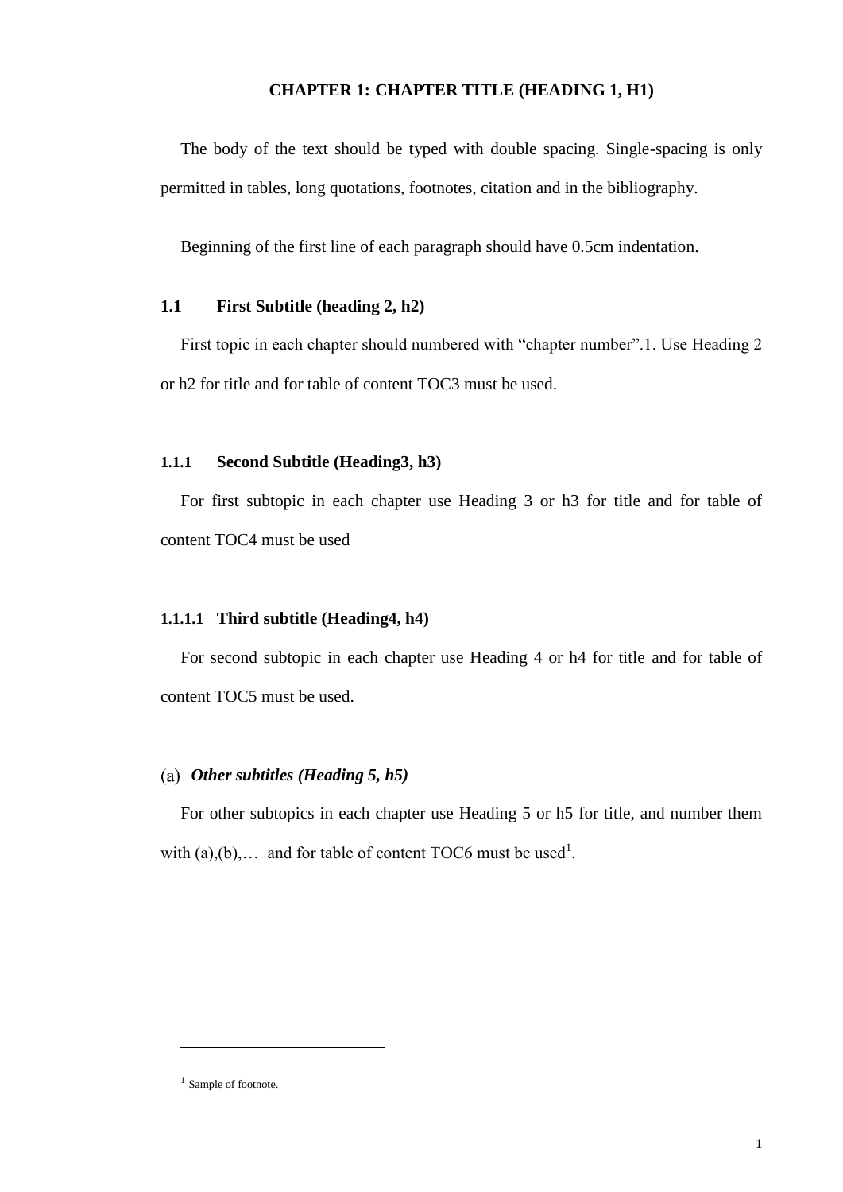# CHAPTER 1: CHAPTER TITLE (HEADING 1, H1)

The body of the text should be typed with double spacing. Single-spacing is only permitted in tables, long quotations, footnotes, citation and in the bibliography.

Beginning of the first line of each paragraph should have 0.5cm indentation.

## 1.1 First Subtitle (heading 2, h2)

First topic in each chapter should numbered with “chapter number”.1. Use Heading 2 or h2 for title and for table of content TOC3 must be used.

### 1.1.1 Second Subtitle (Heading3, h3)

For first subtopic in each chapter use Heading 3 or h3 for title and for table of content TOC4 must be used

#### 1.1.1.1 Third subtitle (Heading4, h4)

For second subtopic in each chapter use Heading 4 or h4 for title and for table of content TOC5 must be used.

##### (a) *Other subtitles (Heading 5, h5)*

For other subtopics in each chapter use Heading 5 or h5 for title, and number them with (a),(b),… and for table of content TOC6 must be used[1].

---

[1] Sample of footnote.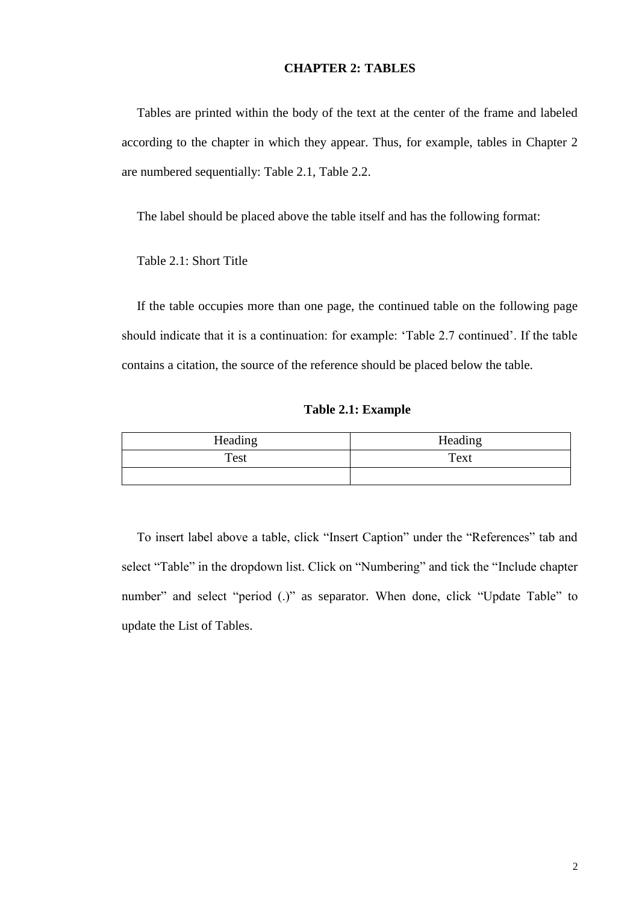# CHAPTER 2: TABLES

Tables are printed within the body of the text at the center of the frame and labeled according to the chapter in which they appear. Thus, for example, tables in Chapter 2 are numbered sequentially: Table 2.1, Table 2.2.

The label should be placed above the table itself and has the following format:

Table 2.1: Short Title

If the table occupies more than one page, the continued table on the following page should indicate that it is a continuation: for example: 'Table 2.7 continued'. If the table contains a citation, the source of the reference should be placed below the table.

**Table 2.1: Example**

| Heading | Heading |
|---|---|
| Test | Text |
| | |

To insert label above a table, click "Insert Caption" under the "References" tab and select "Table" in the dropdown list. Click on "Numbering" and tick the "Include chapter number" and select "period (.)" as separator. When done, click "Update Table" to update the List of Tables.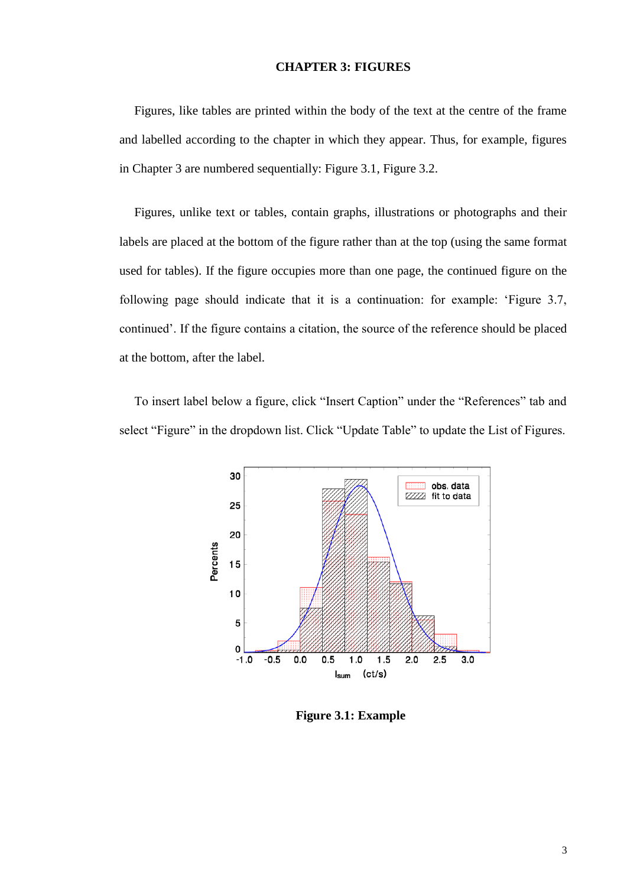# CHAPTER 3: FIGURES

Figures, like tables are printed within the body of the text at the centre of the frame and labelled according to the chapter in which they appear. Thus, for example, figures in Chapter 3 are numbered sequentially: Figure 3.1, Figure 3.2.

Figures, unlike text or tables, contain graphs, illustrations or photographs and their labels are placed at the bottom of the figure rather than at the top (using the same format used for tables). If the figure occupies more than one page, the continued figure on the following page should indicate that it is a continuation: for example: 'Figure 3.7, continued'. If the figure contains a citation, the source of the reference should be placed at the bottom, after the label.

To insert label below a figure, click "Insert Caption" under the "References" tab and select "Figure" in the dropdown list. Click "Update Table" to update the List of Figures.

**Figure 3.1: Example**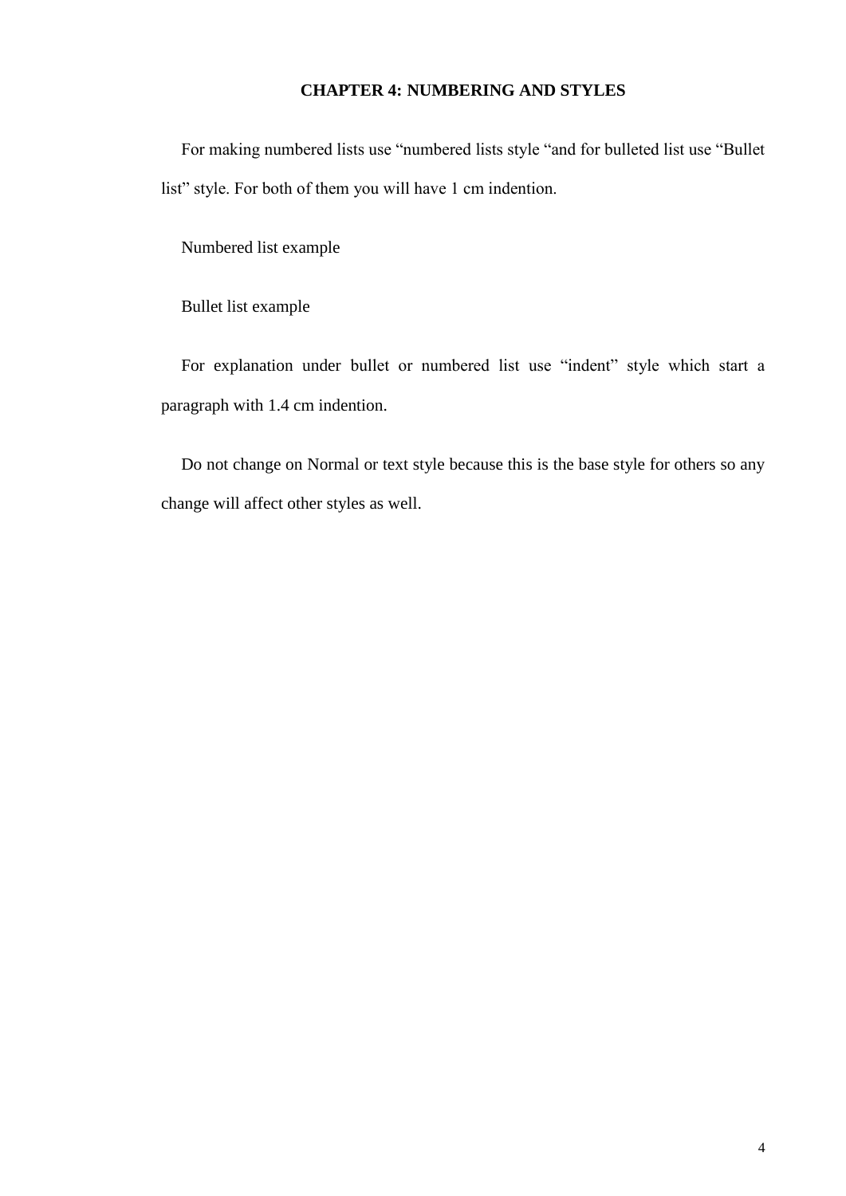# CHAPTER 4: NUMBERING AND STYLES

For making numbered lists use “numbered lists style “and for bulleted list use “Bullet list” style. For both of them you will have 1 cm indention.

Numbered list example

Bullet list example

For explanation under bullet or numbered list use “indent” style which start a paragraph with 1.4 cm indention.

Do not change on Normal or text style because this is the base style for others so any change will affect other styles as well.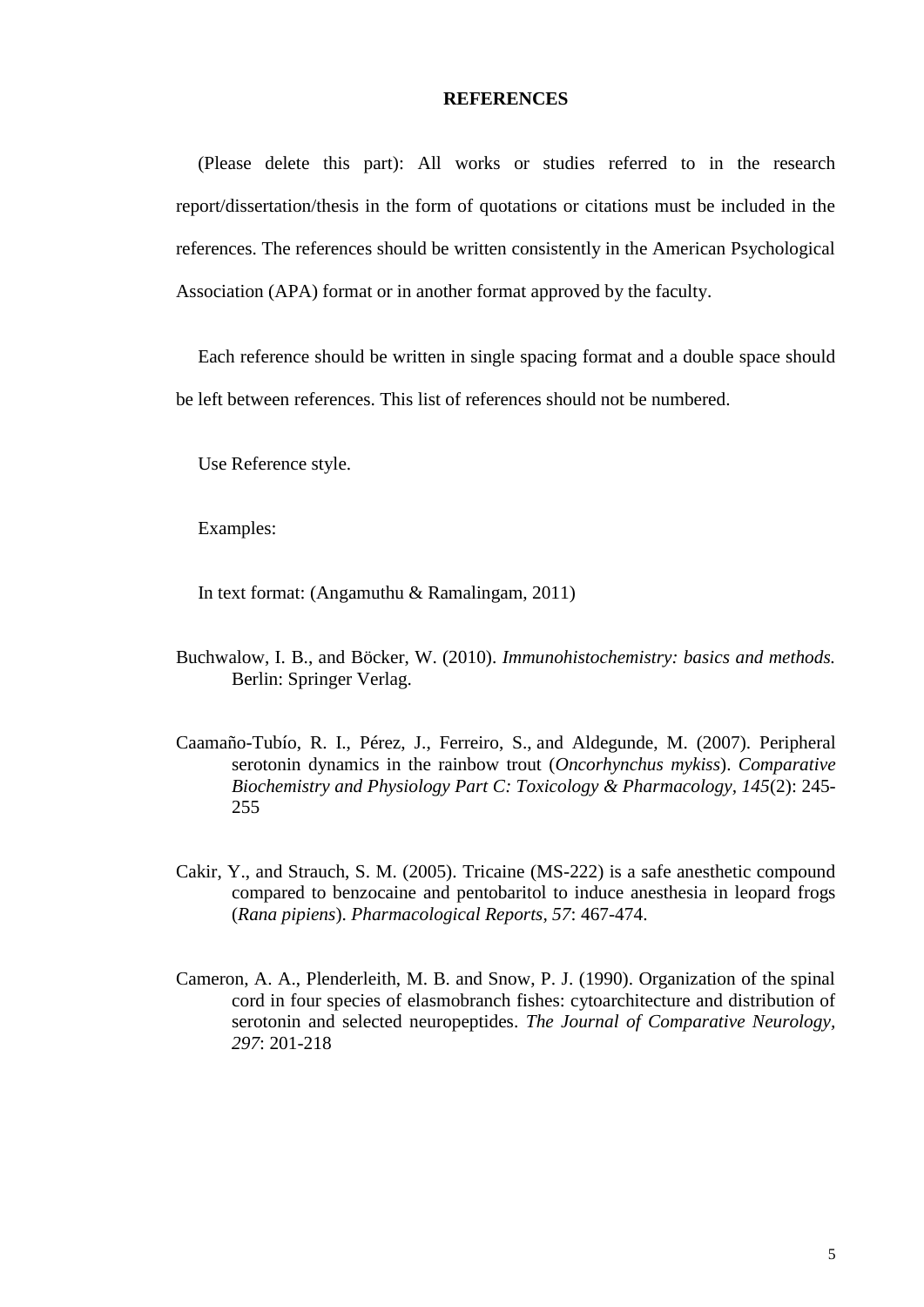# REFERENCES

(Please delete this part): All works or studies referred to in the research report/dissertation/thesis in the form of quotations or citations must be included in the references. The references should be written consistently in the American Psychological Association (APA) format or in another format approved by the faculty.

Each reference should be written in single spacing format and a double space should be left between references. This list of references should not be numbered.

Use Reference style.

Examples:

In text format: (Angamuthu & Ramalingam, 2011)

Buchwalow, I. B., and Böcker, W. (2010). *Immunohistochemistry: basics and methods.* Berlin: Springer Verlag.

Caamaño-Tubío, R. I., Pérez, J., Ferreiro, S., and Aldegunde, M. (2007). Peripheral serotonin dynamics in the rainbow trout (*Oncorhynchus mykiss*). *Comparative Biochemistry and Physiology Part C: Toxicology & Pharmacology, 145*(2): 245-255

Cakir, Y., and Strauch, S. M. (2005). Tricaine (MS-222) is a safe anesthetic compound compared to benzocaine and pentobaritol to induce anesthesia in leopard frogs (*Rana pipiens*). *Pharmacological Reports, 57*: 467-474.

Cameron, A. A., Plenderleith, M. B. and Snow, P. J. (1990). Organization of the spinal cord in four species of elasmobranch fishes: cytoarchitecture and distribution of serotonin and selected neuropeptides. *The Journal of Comparative Neurology, 297*: 201-218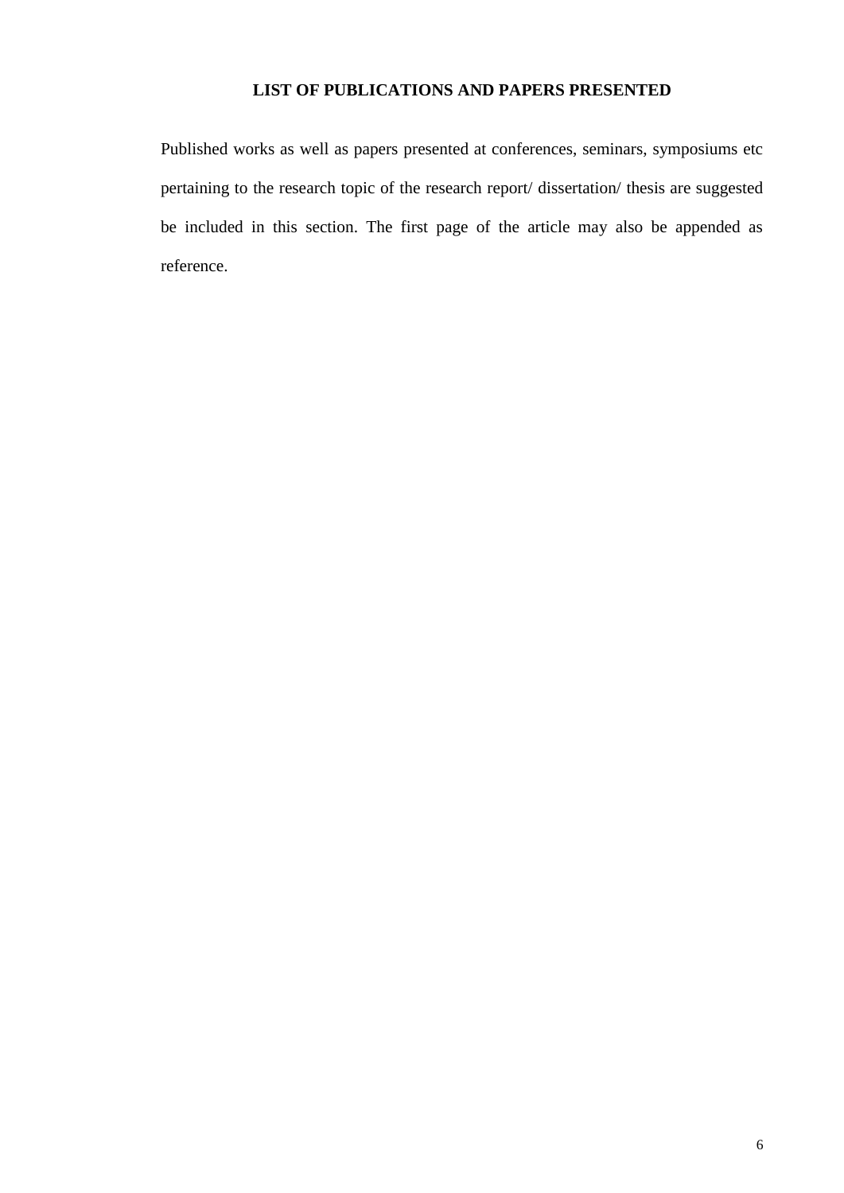# LIST OF PUBLICATIONS AND PAPERS PRESENTED

Published works as well as papers presented at conferences, seminars, symposiums etc pertaining to the research topic of the research report/ dissertation/ thesis are suggested be included in this section. The first page of the article may also be appended as reference.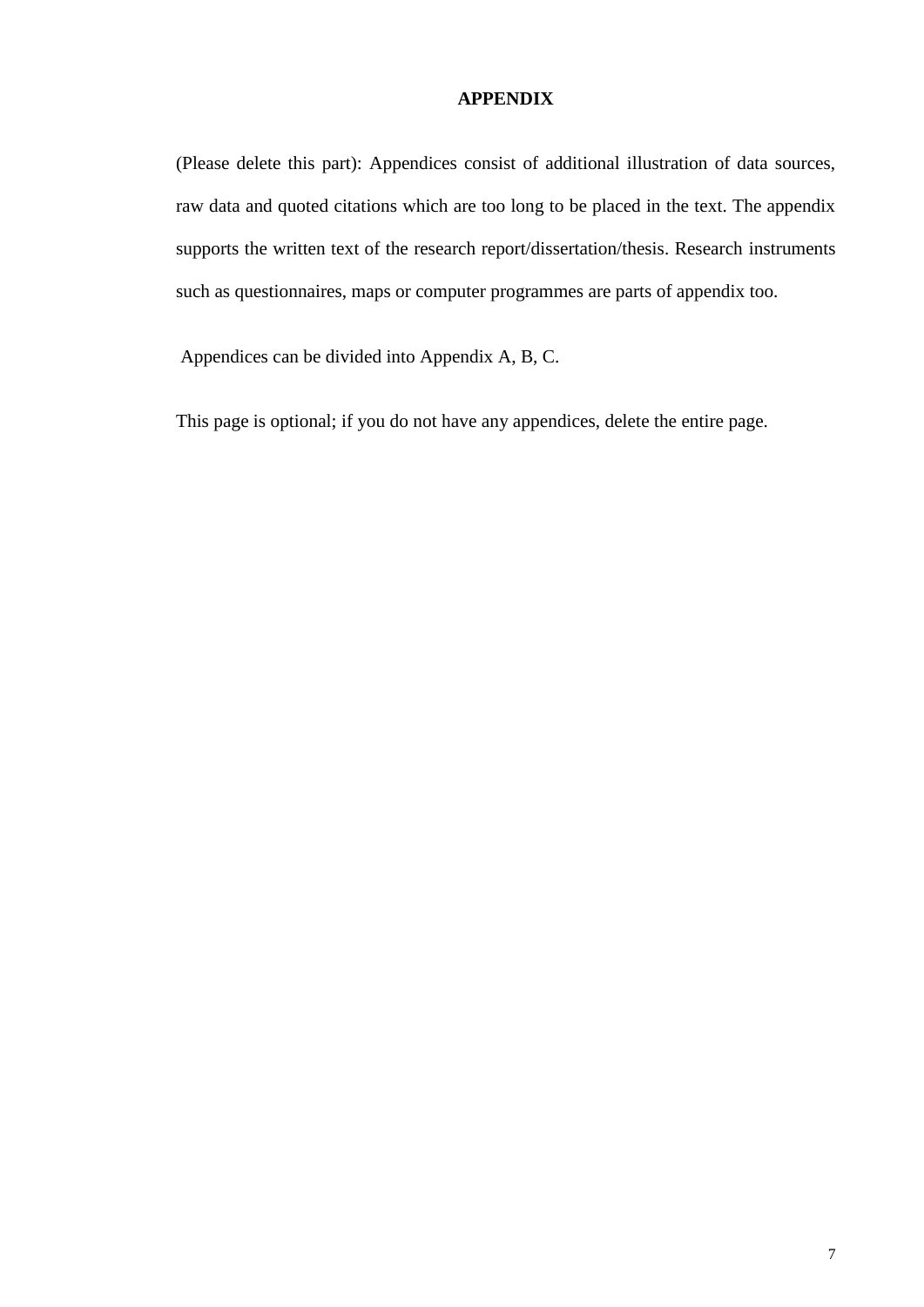# APPENDIX

(Please delete this part): Appendices consist of additional illustration of data sources, raw data and quoted citations which are too long to be placed in the text. The appendix supports the written text of the research report/dissertation/thesis. Research instruments such as questionnaires, maps or computer programmes are parts of appendix too.

Appendices can be divided into Appendix A, B, C.

This page is optional; if you do not have any appendices, delete the entire page.